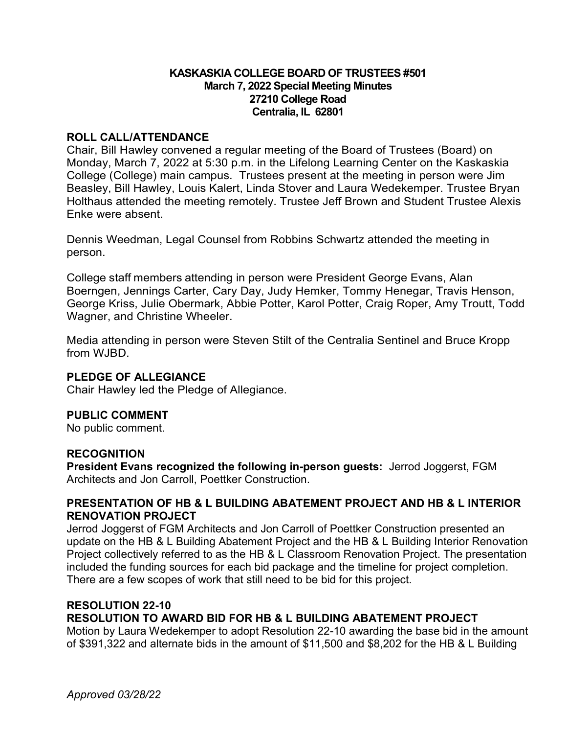# KASKASKIA COLLEGE BOARD OF TRUSTEES #501
## March 7, 2022 Special Meeting Minutes
## 27210 College Road
## Centralia, IL 62801

### ROLL CALL/ATTENDANCE

Chair, Bill Hawley convened a regular meeting of the Board of Trustees (Board) on Monday, March 7, 2022 at 5:30 p.m. in the Lifelong Learning Center on the Kaskaskia College (College) main campus. Trustees present at the meeting in person were Jim Beasley, Bill Hawley, Louis Kalert, Linda Stover and Laura Wedekemper. Trustee Bryan Holthaus attended the meeting remotely. Trustee Jeff Brown and Student Trustee Alexis Enke were absent.

Dennis Weedman, Legal Counsel from Robbins Schwartz attended the meeting in person.

College staff members attending in person were President George Evans, Alan Boerngen, Jennings Carter, Cary Day, Judy Hemker, Tommy Henegar, Travis Henson, George Kriss, Julie Obermark, Abbie Potter, Karol Potter, Craig Roper, Amy Troutt, Todd Wagner, and Christine Wheeler.

Media attending in person were Steven Stilt of the Centralia Sentinel and Bruce Kropp from WJBD.

### PLEDGE OF ALLEGIANCE

Chair Hawley led the Pledge of Allegiance.

### PUBLIC COMMENT

No public comment.

### RECOGNITION

**President Evans recognized the following in-person guests:** Jerrod Joggerst, FGM Architects and Jon Carroll, Poettker Construction.

### PRESENTATION OF HB & L BUILDING ABATEMENT PROJECT AND HB & L INTERIOR RENOVATION PROJECT

Jerrod Joggerst of FGM Architects and Jon Carroll of Poettker Construction presented an update on the HB & L Building Abatement Project and the HB & L Building Interior Renovation Project collectively referred to as the HB & L Classroom Renovation Project. The presentation included the funding sources for each bid package and the timeline for project completion. There are a few scopes of work that still need to be bid for this project.

### RESOLUTION 22-10
### RESOLUTION TO AWARD BID FOR HB & L BUILDING ABATEMENT PROJECT

Motion by Laura Wedekemper to adopt Resolution 22-10 awarding the base bid in the amount of $391,322 and alternate bids in the amount of $11,500 and $8,202 for the HB & L Building

*Approved 03/28/22*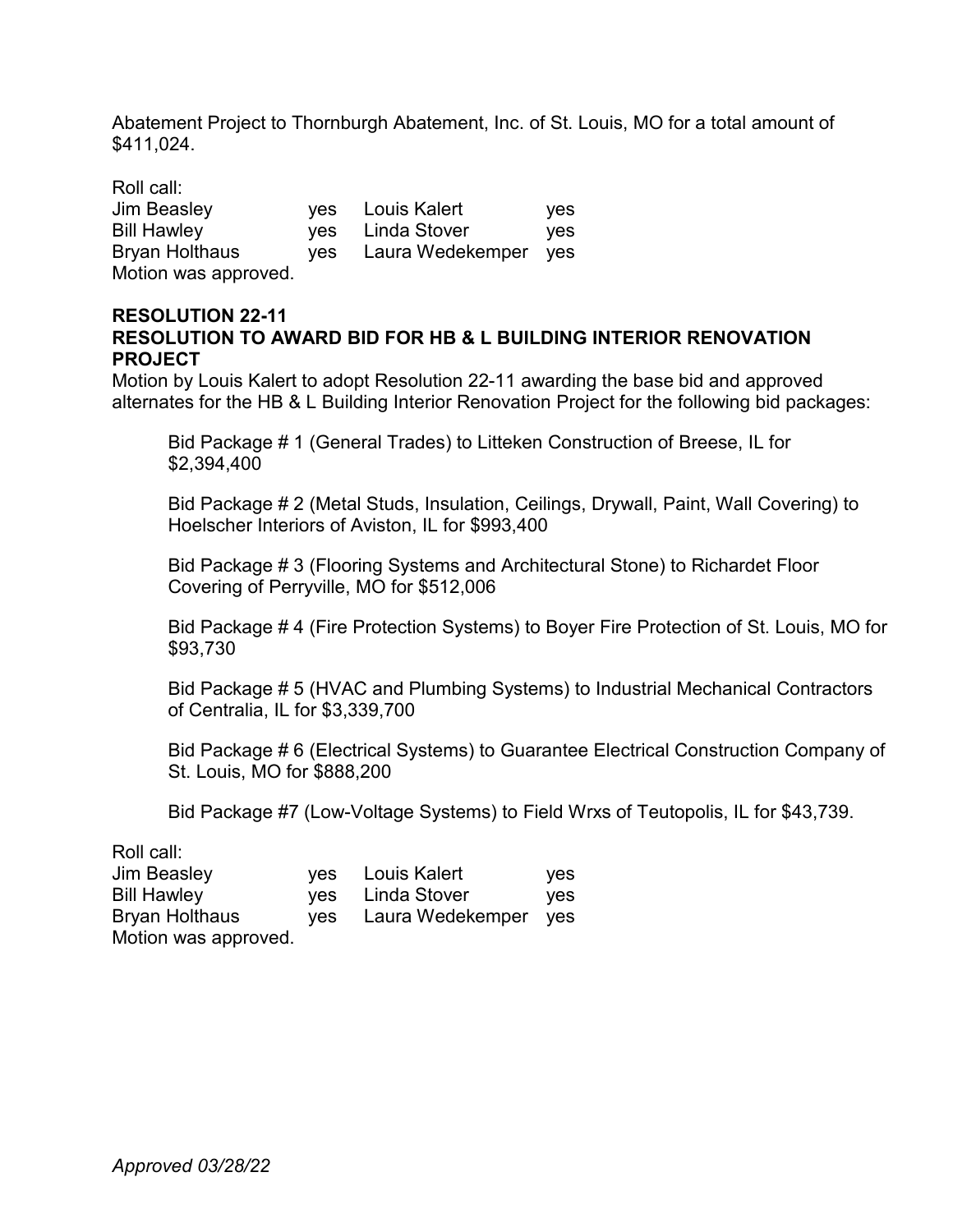Abatement Project to Thornburgh Abatement, Inc. of St. Louis, MO for a total amount of $411,024.

Roll call:

| | | | |
|---|---|---|---|
| Jim Beasley | yes | Louis Kalert | yes |
| Bill Hawley | yes | Linda Stover | yes |
| Bryan Holthaus | yes | Laura Wedekemper | yes |

Motion was approved.

**RESOLUTION 22-11**
**RESOLUTION TO AWARD BID FOR HB & L BUILDING INTERIOR RENOVATION PROJECT**

Motion by Louis Kalert to adopt Resolution 22-11 awarding the base bid and approved alternates for the HB & L Building Interior Renovation Project for the following bid packages:

Bid Package # 1 (General Trades) to Litteken Construction of Breese, IL for $2,394,400

Bid Package # 2 (Metal Studs, Insulation, Ceilings, Drywall, Paint, Wall Covering) to Hoelscher Interiors of Aviston, IL for $993,400

Bid Package # 3 (Flooring Systems and Architectural Stone) to Richardet Floor Covering of Perryville, MO for $512,006

Bid Package # 4 (Fire Protection Systems) to Boyer Fire Protection of St. Louis, MO for $93,730

Bid Package # 5 (HVAC and Plumbing Systems) to Industrial Mechanical Contractors of Centralia, IL for $3,339,700

Bid Package # 6 (Electrical Systems) to Guarantee Electrical Construction Company of St. Louis, MO for $888,200

Bid Package #7 (Low-Voltage Systems) to Field Wrxs of Teutopolis, IL for $43,739.

Roll call:

| | | | |
|---|---|---|---|
| Jim Beasley | yes | Louis Kalert | yes |
| Bill Hawley | yes | Linda Stover | yes |
| Bryan Holthaus | yes | Laura Wedekemper | yes |

Motion was approved.

*Approved 03/28/22*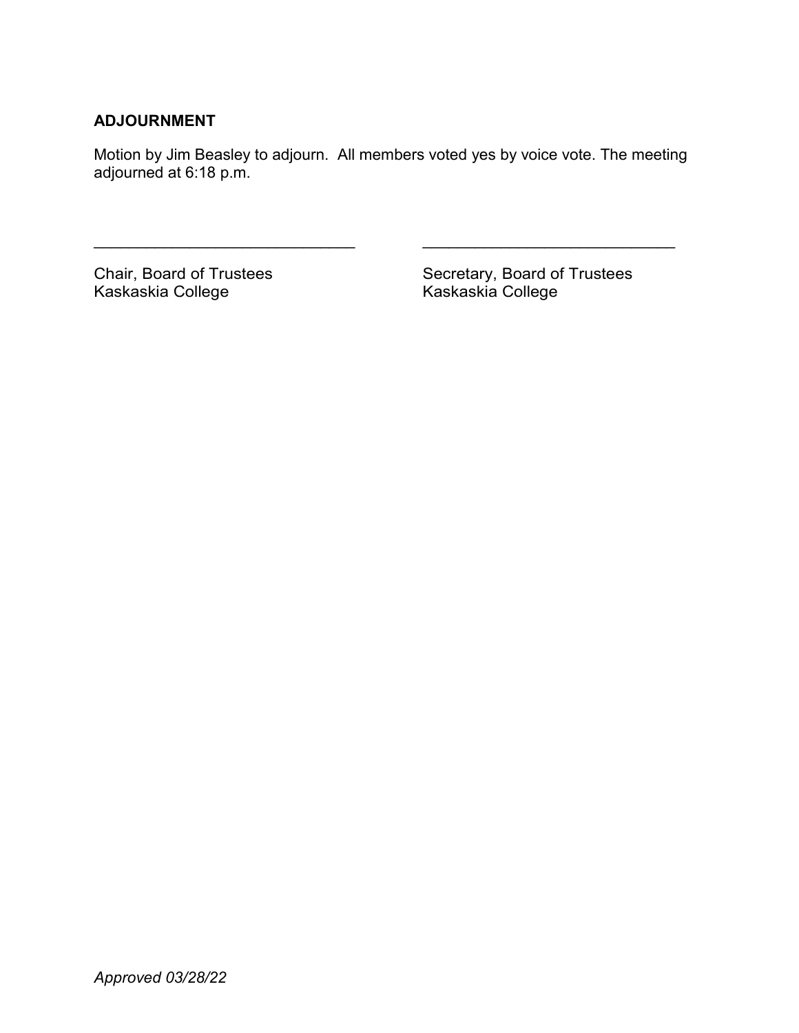## ADJOURNMENT

Motion by Jim Beasley to adjourn. All members voted yes by voice vote. The meeting adjourned at 6:18 p.m.

______________________________ ______________________________

Chair, Board of Trustees
Kaskaskia College

Secretary, Board of Trustees
Kaskaskia College

*Approved 03/28/22*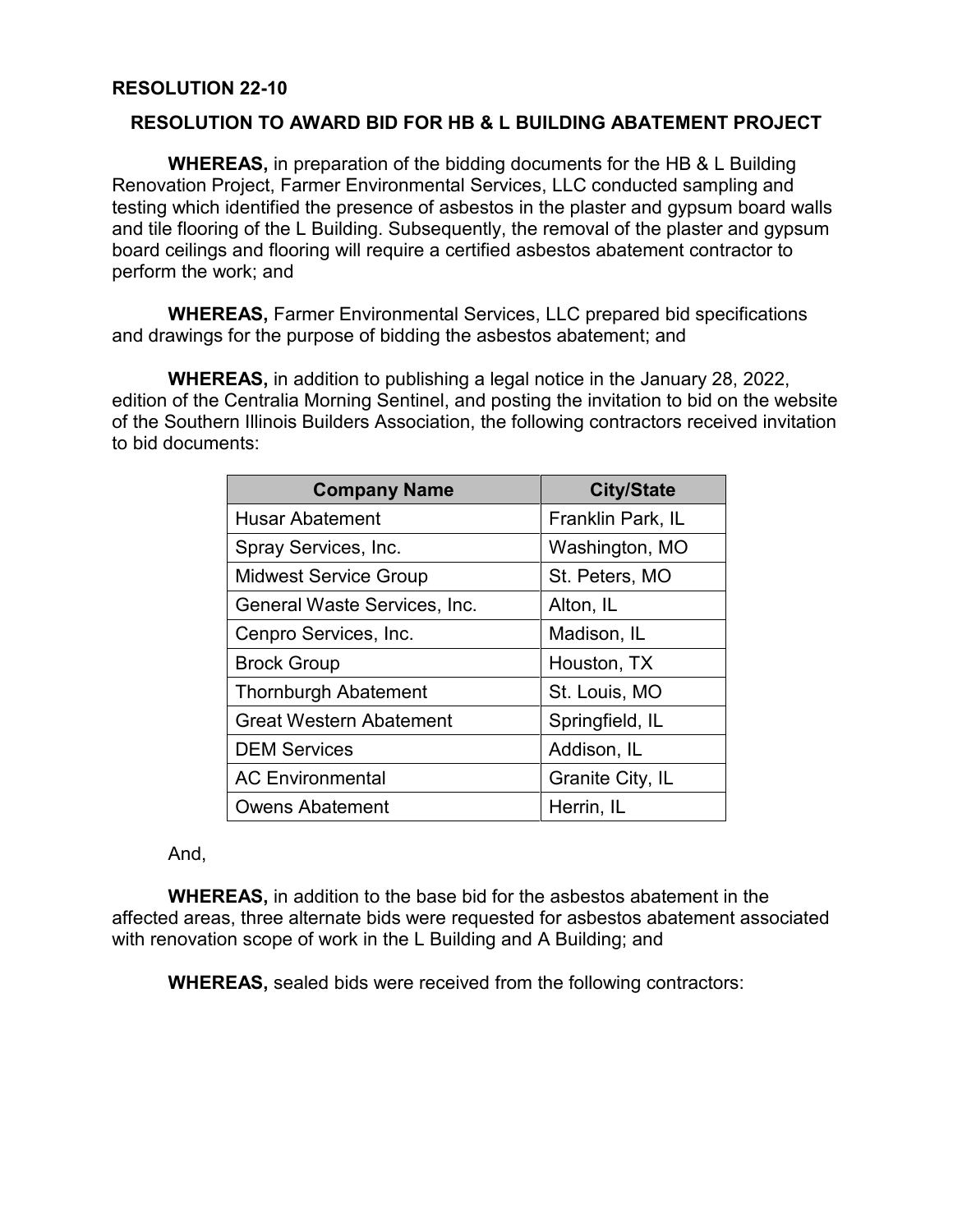**RESOLUTION 22-10**

## RESOLUTION TO AWARD BID FOR HB & L BUILDING ABATEMENT PROJECT

**WHEREAS,** in preparation of the bidding documents for the HB & L Building Renovation Project, Farmer Environmental Services, LLC conducted sampling and testing which identified the presence of asbestos in the plaster and gypsum board walls and tile flooring of the L Building. Subsequently, the removal of the plaster and gypsum board ceilings and flooring will require a certified asbestos abatement contractor to perform the work; and

**WHEREAS,** Farmer Environmental Services, LLC prepared bid specifications and drawings for the purpose of bidding the asbestos abatement; and

**WHEREAS,** in addition to publishing a legal notice in the January 28, 2022, edition of the Centralia Morning Sentinel, and posting the invitation to bid on the website of the Southern Illinois Builders Association, the following contractors received invitation to bid documents:

| Company Name | City/State |
| --- | --- |
| Husar Abatement | Franklin Park, IL |
| Spray Services, Inc. | Washington, MO |
| Midwest Service Group | St. Peters, MO |
| General Waste Services, Inc. | Alton, IL |
| Cenpro Services, Inc. | Madison, IL |
| Brock Group | Houston, TX |
| Thornburgh Abatement | St. Louis, MO |
| Great Western Abatement | Springfield, IL |
| DEM Services | Addison, IL |
| AC Environmental | Granite City, IL |
| Owens Abatement | Herrin, IL |

And,

**WHEREAS,** in addition to the base bid for the asbestos abatement in the affected areas, three alternate bids were requested for asbestos abatement associated with renovation scope of work in the L Building and A Building; and

**WHEREAS,** sealed bids were received from the following contractors: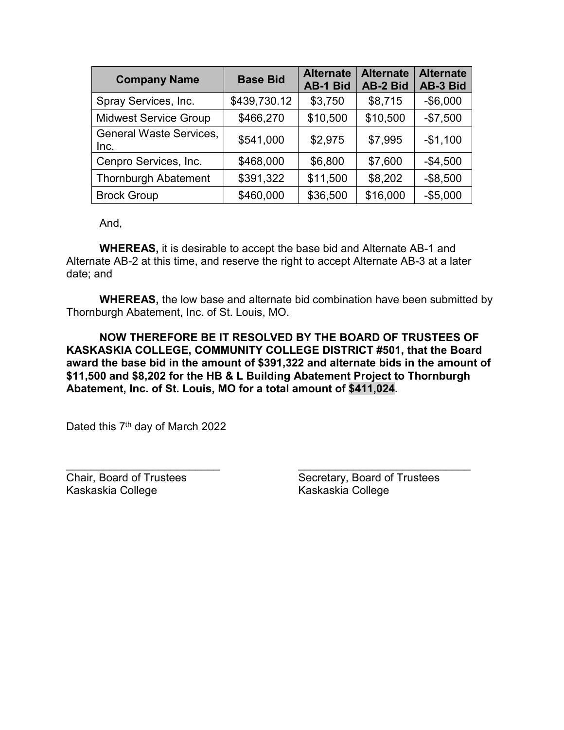| Company Name | Base Bid | Alternate AB-1 Bid | Alternate AB-2 Bid | Alternate AB-3 Bid |
|---|---|---|---|---|
| Spray Services, Inc. | $439,730.12 | $3,750 | $8,715 | -$6,000 |
| Midwest Service Group | $466,270 | $10,500 | $10,500 | -$7,500 |
| General Waste Services, Inc. | $541,000 | $2,975 | $7,995 | -$1,100 |
| Cenpro Services, Inc. | $468,000 | $6,800 | $7,600 | -$4,500 |
| Thornburgh Abatement | $391,322 | $11,500 | $8,202 | -$8,500 |
| Brock Group | $460,000 | $36,500 | $16,000 | -$5,000 |

And,

**WHEREAS,** it is desirable to accept the base bid and Alternate AB-1 and Alternate AB-2 at this time, and reserve the right to accept Alternate AB-3 at a later date; and

**WHEREAS,** the low base and alternate bid combination have been submitted by Thornburgh Abatement, Inc. of St. Louis, MO.

**NOW THEREFORE BE IT RESOLVED BY THE BOARD OF TRUSTEES OF KASKASKIA COLLEGE, COMMUNITY COLLEGE DISTRICT #501, that the Board award the base bid in the amount of $391,322 and alternate bids in the amount of $11,500 and $8,202 for the HB & L Building Abatement Project to Thornburgh Abatement, Inc. of St. Louis, MO for a total amount of $411,024.**

Dated this 7th day of March 2022

\_\_\_\_\_\_\_\_\_\_\_\_\_\_\_\_\_\_\_\_\_\_\_\_\_\_\_
Chair, Board of Trustees
Kaskaskia College

\_\_\_\_\_\_\_\_\_\_\_\_\_\_\_\_\_\_\_\_\_\_\_\_\_\_\_
Secretary, Board of Trustees
Kaskaskia College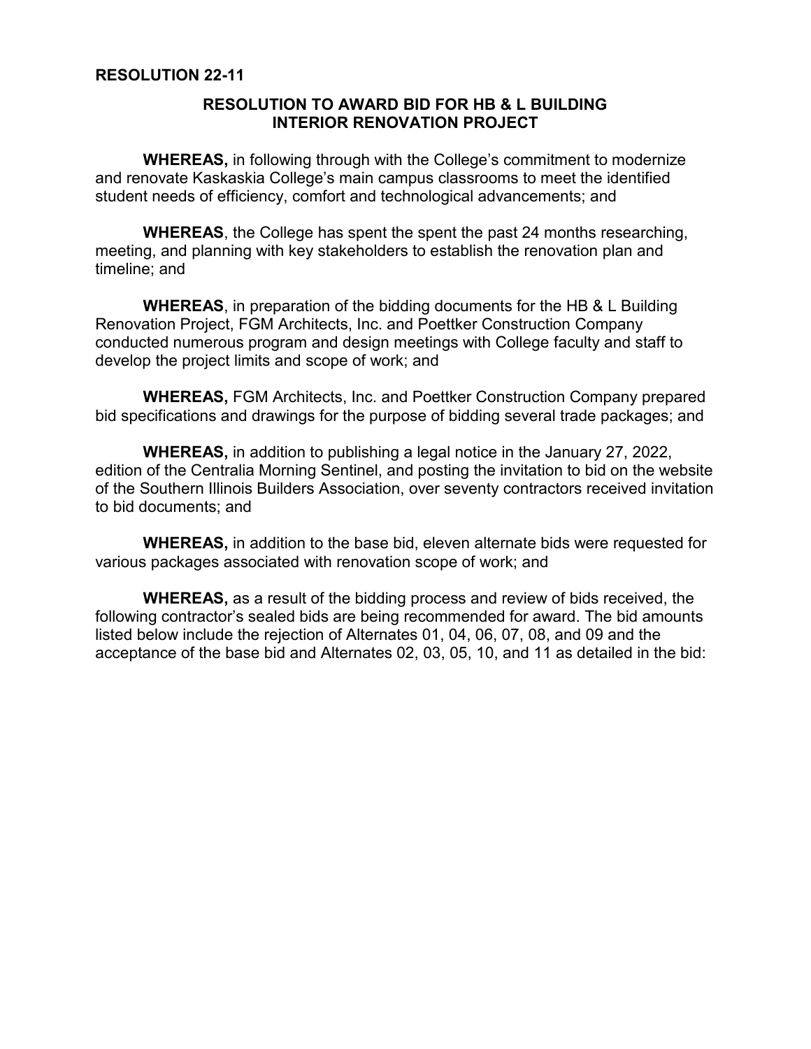**RESOLUTION 22-11**

## RESOLUTION TO AWARD BID FOR HB & L BUILDING INTERIOR RENOVATION PROJECT

**WHEREAS,** in following through with the College's commitment to modernize and renovate Kaskaskia College's main campus classrooms to meet the identified student needs of efficiency, comfort and technological advancements; and

**WHEREAS**, the College has spent the spent the past 24 months researching, meeting, and planning with key stakeholders to establish the renovation plan and timeline; and

**WHEREAS**, in preparation of the bidding documents for the HB & L Building Renovation Project, FGM Architects, Inc. and Poettker Construction Company conducted numerous program and design meetings with College faculty and staff to develop the project limits and scope of work; and

**WHEREAS,** FGM Architects, Inc. and Poettker Construction Company prepared bid specifications and drawings for the purpose of bidding several trade packages; and

**WHEREAS,** in addition to publishing a legal notice in the January 27, 2022, edition of the Centralia Morning Sentinel, and posting the invitation to bid on the website of the Southern Illinois Builders Association, over seventy contractors received invitation to bid documents; and

**WHEREAS,** in addition to the base bid, eleven alternate bids were requested for various packages associated with renovation scope of work; and

**WHEREAS,** as a result of the bidding process and review of bids received, the following contractor's sealed bids are being recommended for award. The bid amounts listed below include the rejection of Alternates 01, 04, 06, 07, 08, and 09 and the acceptance of the base bid and Alternates 02, 03, 05, 10, and 11 as detailed in the bid: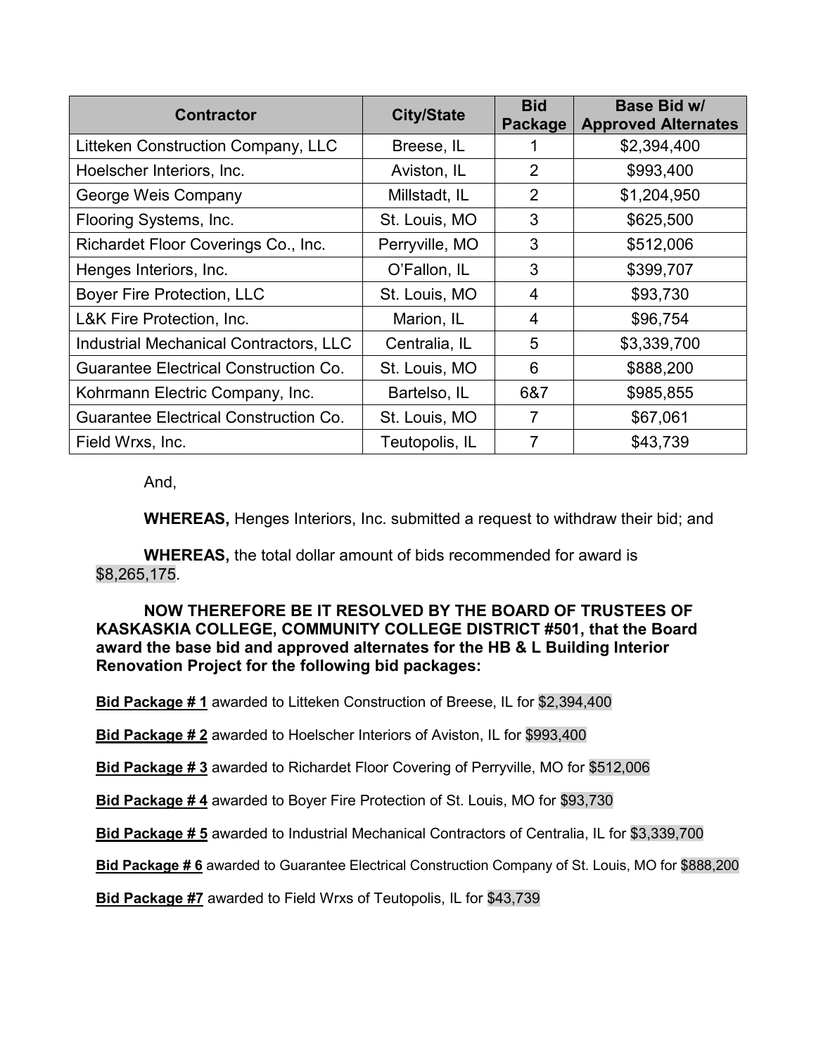| Contractor | City/State | Bid Package | Base Bid w/ Approved Alternates |
|---|---|---|---|
| Litteken Construction Company, LLC | Breese, IL | 1 | $2,394,400 |
| Hoelscher Interiors, Inc. | Aviston, IL | 2 | $993,400 |
| George Weis Company | Millstadt, IL | 2 | $1,204,950 |
| Flooring Systems, Inc. | St. Louis, MO | 3 | $625,500 |
| Richardet Floor Coverings Co., Inc. | Perryville, MO | 3 | $512,006 |
| Henges Interiors, Inc. | O'Fallon, IL | 3 | $399,707 |
| Boyer Fire Protection, LLC | St. Louis, MO | 4 | $93,730 |
| L&K Fire Protection, Inc. | Marion, IL | 4 | $96,754 |
| Industrial Mechanical Contractors, LLC | Centralia, IL | 5 | $3,339,700 |
| Guarantee Electrical Construction Co. | St. Louis, MO | 6 | $888,200 |
| Kohrmann Electric Company, Inc. | Bartelso, IL | 6&7 | $985,855 |
| Guarantee Electrical Construction Co. | St. Louis, MO | 7 | $67,061 |
| Field Wrxs, Inc. | Teutopolis, IL | 7 | $43,739 |

And,

**WHEREAS,** Henges Interiors, Inc. submitted a request to withdraw their bid; and

**WHEREAS,** the total dollar amount of bids recommended for award is $8,265,175.

**NOW THEREFORE BE IT RESOLVED BY THE BOARD OF TRUSTEES OF KASKASKIA COLLEGE, COMMUNITY COLLEGE DISTRICT #501, that the Board award the base bid and approved alternates for the HB & L Building Interior Renovation Project for the following bid packages:**

**Bid Package # 1** awarded to Litteken Construction of Breese, IL for $2,394,400

**Bid Package # 2** awarded to Hoelscher Interiors of Aviston, IL for $993,400

**Bid Package # 3** awarded to Richardet Floor Covering of Perryville, MO for $512,006

**Bid Package # 4** awarded to Boyer Fire Protection of St. Louis, MO for $93,730

**Bid Package # 5** awarded to Industrial Mechanical Contractors of Centralia, IL for $3,339,700

**Bid Package # 6** awarded to Guarantee Electrical Construction Company of St. Louis, MO for $888,200

**Bid Package #7** awarded to Field Wrxs of Teutopolis, IL for $43,739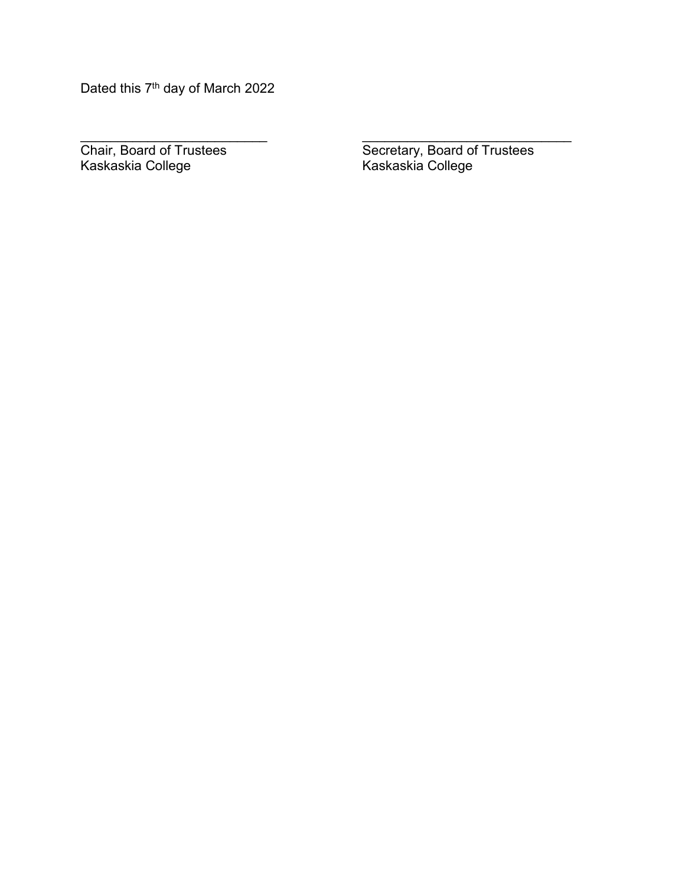Dated this 7th day of March 2022

| | |
|---|---|
| \_\_\_\_\_\_\_\_\_\_\_\_\_\_\_\_\_\_\_\_\_\_\_\_\_\_ | \_\_\_\_\_\_\_\_\_\_\_\_\_\_\_\_\_\_\_\_\_\_\_\_\_\_\_\_\_ |
| Chair, Board of Trustees | Secretary, Board of Trustees |
| Kaskaskia College | Kaskaskia College |